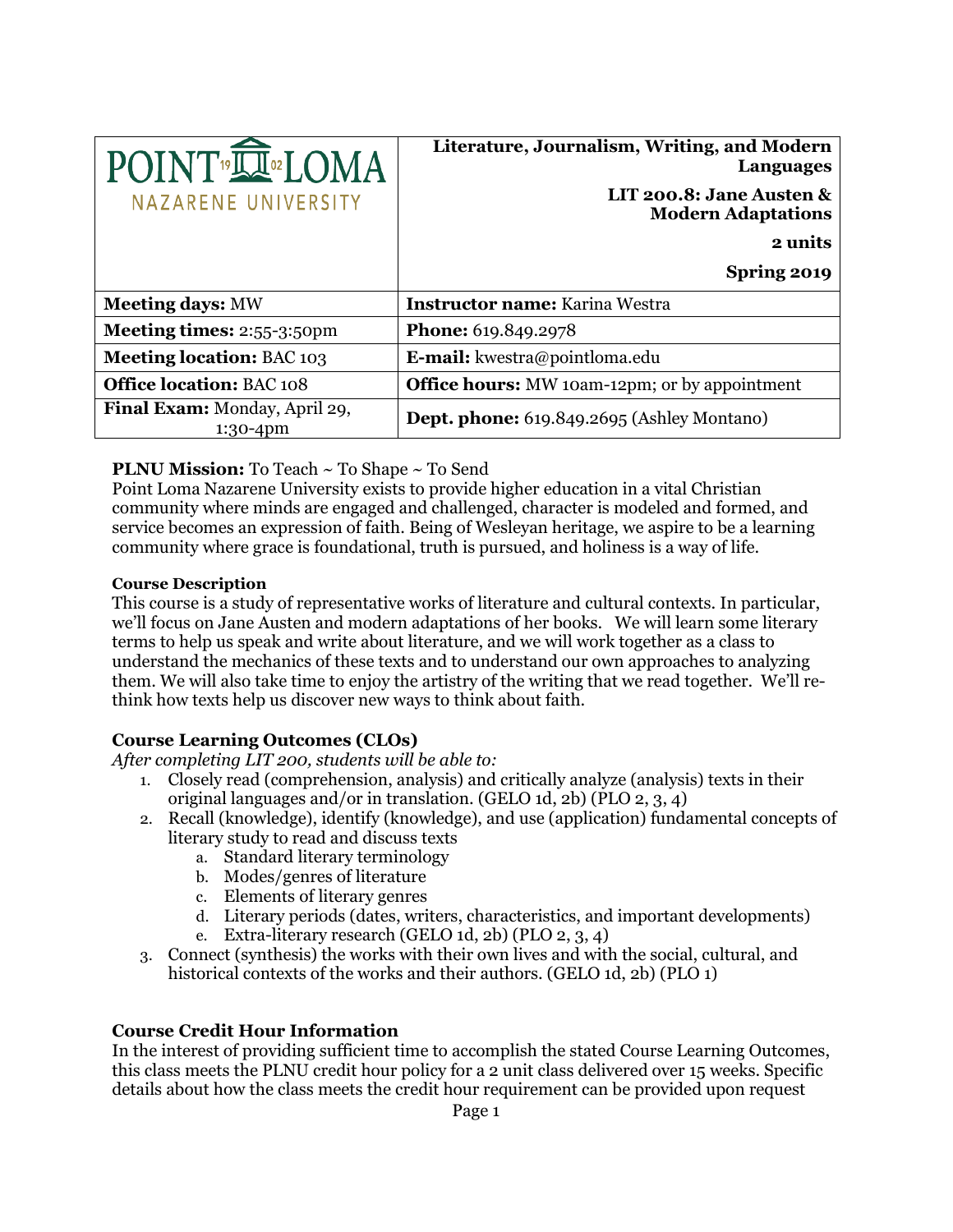| POINT LOMA NAZARENE UNIVERSITY | **Literature, Journalism, Writing, and Modern Languages**<br><br>**LIT 200.8: Jane Austen & Modern Adaptations**<br><br>**2 units**<br><br>**Spring 2019** |
|---|---|
| **Meeting days:** MW | **Instructor name:** Karina Westra |
| **Meeting times:** 2:55-3:50pm | **Phone:** 619.849.2978 |
| **Meeting location:** BAC 103 | **E-mail:** kwestra@pointloma.edu |
| **Office location:** BAC 108 | **Office hours:** MW 10am-12pm; or by appointment |
| **Final Exam:** Monday, April 29, 1:30-4pm | **Dept. phone:** 619.849.2695 (Ashley Montano) |

**PLNU Mission:** To Teach ~ To Shape ~ To Send

Point Loma Nazarene University exists to provide higher education in a vital Christian community where minds are engaged and challenged, character is modeled and formed, and service becomes an expression of faith. Being of Wesleyan heritage, we aspire to be a learning community where grace is foundational, truth is pursued, and holiness is a way of life.

**Course Description**

This course is a study of representative works of literature and cultural contexts. In particular, we'll focus on Jane Austen and modern adaptations of her books. We will learn some literary terms to help us speak and write about literature, and we will work together as a class to understand the mechanics of these texts and to understand our own approaches to analyzing them. We will also take time to enjoy the artistry of the writing that we read together. We'll re-think how texts help us discover new ways to think about faith.

## Course Learning Outcomes (CLOs)

*After completing LIT 200, students will be able to:*

1. Closely read (comprehension, analysis) and critically analyze (analysis) texts in their original languages and/or in translation. (GELO 1d, 2b) (PLO 2, 3, 4)
2. Recall (knowledge), identify (knowledge), and use (application) fundamental concepts of literary study to read and discuss texts
   a. Standard literary terminology
   b. Modes/genres of literature
   c. Elements of literary genres
   d. Literary periods (dates, writers, characteristics, and important developments)
   e. Extra-literary research (GELO 1d, 2b) (PLO 2, 3, 4)
3. Connect (synthesis) the works with their own lives and with the social, cultural, and historical contexts of the works and their authors. (GELO 1d, 2b) (PLO 1)

## Course Credit Hour Information

In the interest of providing sufficient time to accomplish the stated Course Learning Outcomes, this class meets the PLNU credit hour policy for a 2 unit class delivered over 15 weeks. Specific details about how the class meets the credit hour requirement can be provided upon request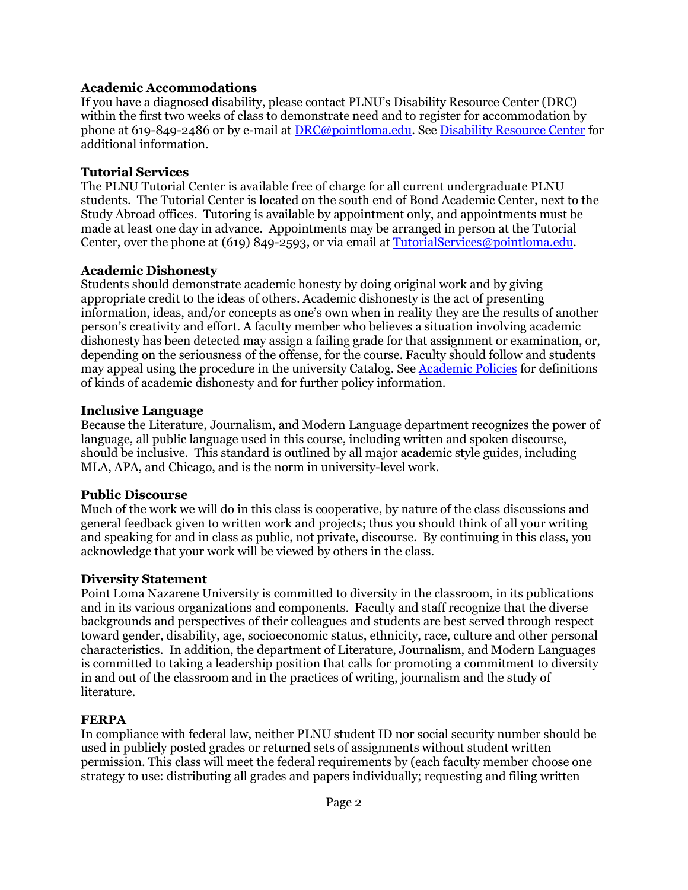**Academic Accommodations**
If you have a diagnosed disability, please contact PLNU's Disability Resource Center (DRC) within the first two weeks of class to demonstrate need and to register for accommodation by phone at 619-849-2486 or by e-mail at DRC@pointloma.edu. See Disability Resource Center for additional information.

**Tutorial Services**
The PLNU Tutorial Center is available free of charge for all current undergraduate PLNU students. The Tutorial Center is located on the south end of Bond Academic Center, next to the Study Abroad offices. Tutoring is available by appointment only, and appointments must be made at least one day in advance. Appointments may be arranged in person at the Tutorial Center, over the phone at (619) 849-2593, or via email at TutorialServices@pointloma.edu.

**Academic Dishonesty**
Students should demonstrate academic honesty by doing original work and by giving appropriate credit to the ideas of others. Academic dishonesty is the act of presenting information, ideas, and/or concepts as one's own when in reality they are the results of another person's creativity and effort. A faculty member who believes a situation involving academic dishonesty has been detected may assign a failing grade for that assignment or examination, or, depending on the seriousness of the offense, for the course. Faculty should follow and students may appeal using the procedure in the university Catalog. See Academic Policies for definitions of kinds of academic dishonesty and for further policy information.

**Inclusive Language**
Because the Literature, Journalism, and Modern Language department recognizes the power of language, all public language used in this course, including written and spoken discourse, should be inclusive. This standard is outlined by all major academic style guides, including MLA, APA, and Chicago, and is the norm in university-level work.

**Public Discourse**
Much of the work we will do in this class is cooperative, by nature of the class discussions and general feedback given to written work and projects; thus you should think of all your writing and speaking for and in class as public, not private, discourse. By continuing in this class, you acknowledge that your work will be viewed by others in the class.

**Diversity Statement**
Point Loma Nazarene University is committed to diversity in the classroom, in its publications and in its various organizations and components. Faculty and staff recognize that the diverse backgrounds and perspectives of their colleagues and students are best served through respect toward gender, disability, age, socioeconomic status, ethnicity, race, culture and other personal characteristics. In addition, the department of Literature, Journalism, and Modern Languages is committed to taking a leadership position that calls for promoting a commitment to diversity in and out of the classroom and in the practices of writing, journalism and the study of literature.

**FERPA**
In compliance with federal law, neither PLNU student ID nor social security number should be used in publicly posted grades or returned sets of assignments without student written permission. This class will meet the federal requirements by (each faculty member choose one strategy to use: distributing all grades and papers individually; requesting and filing written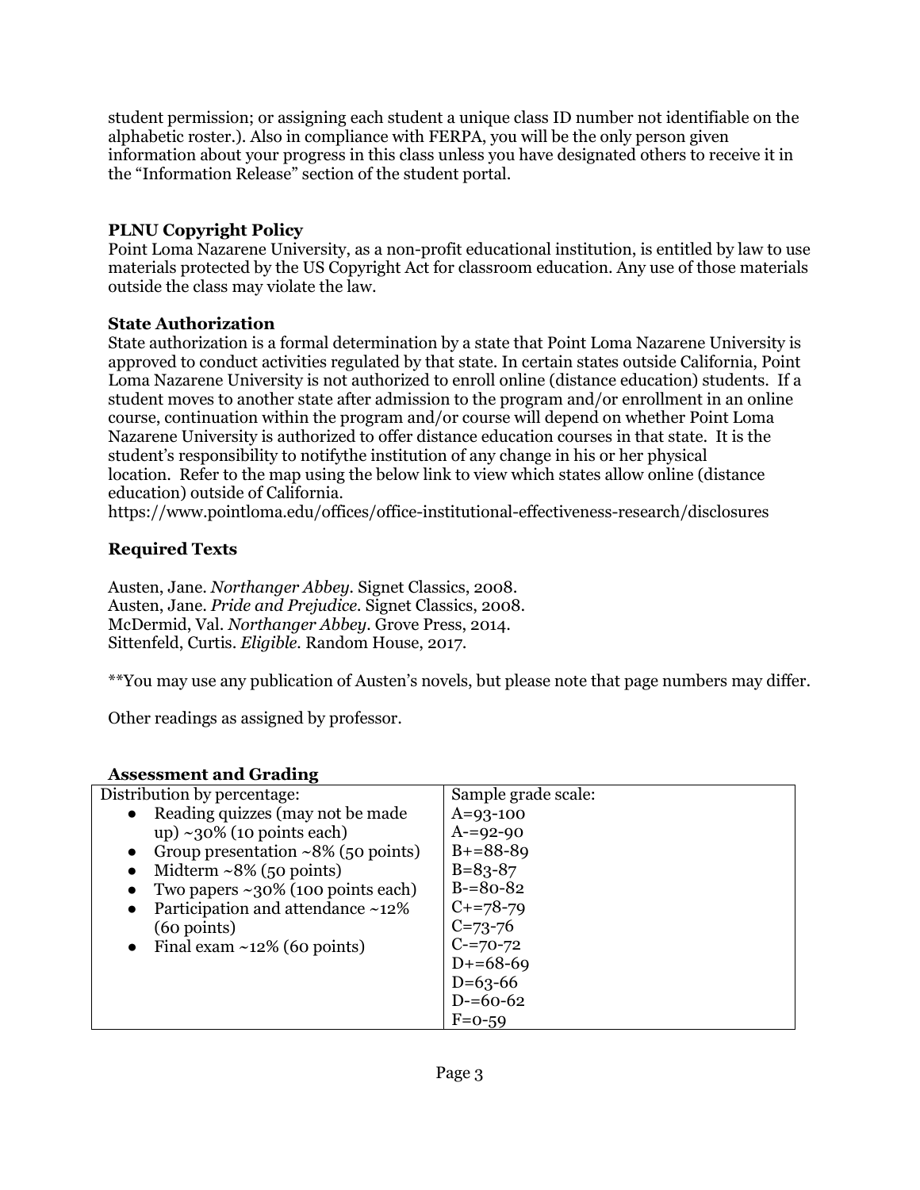student permission; or assigning each student a unique class ID number not identifiable on the alphabetic roster.). Also in compliance with FERPA, you will be the only person given information about your progress in this class unless you have designated others to receive it in the "Information Release" section of the student portal.

**PLNU Copyright Policy**
Point Loma Nazarene University, as a non-profit educational institution, is entitled by law to use materials protected by the US Copyright Act for classroom education. Any use of those materials outside the class may violate the law.

**State Authorization**
State authorization is a formal determination by a state that Point Loma Nazarene University is approved to conduct activities regulated by that state. In certain states outside California, Point Loma Nazarene University is not authorized to enroll online (distance education) students. If a student moves to another state after admission to the program and/or enrollment in an online course, continuation within the program and/or course will depend on whether Point Loma Nazarene University is authorized to offer distance education courses in that state. It is the student's responsibility to notifythe institution of any change in his or her physical location. Refer to the map using the below link to view which states allow online (distance education) outside of California.
https://www.pointloma.edu/offices/office-institutional-effectiveness-research/disclosures

## Required Texts

Austen, Jane. *Northanger Abbey.* Signet Classics, 2008.
Austen, Jane. *Pride and Prejudice.* Signet Classics, 2008.
McDermid, Val. *Northanger Abbey.* Grove Press, 2014.
Sittenfeld, Curtis. *Eligible.* Random House, 2017.

**You may use any publication of Austen's novels, but please note that page numbers may differ.

Other readings as assigned by professor.

**Assessment and Grading**

| Distribution by percentage: | Sample grade scale: |
|---|---|
| • Reading quizzes (may not be made up) ~30% (10 points each)<br>• Group presentation ~8% (50 points)<br>• Midterm ~8% (50 points)<br>• Two papers ~30% (100 points each)<br>• Participation and attendance ~12% (60 points)<br>• Final exam ~12% (60 points) | A=93-100<br>A-=92-90<br>B+=88-89<br>B=83-87<br>B-=80-82<br>C+=78-79<br>C=73-76<br>C-=70-72<br>D+=68-69<br>D=63-66<br>D-=60-62<br>F=0-59 |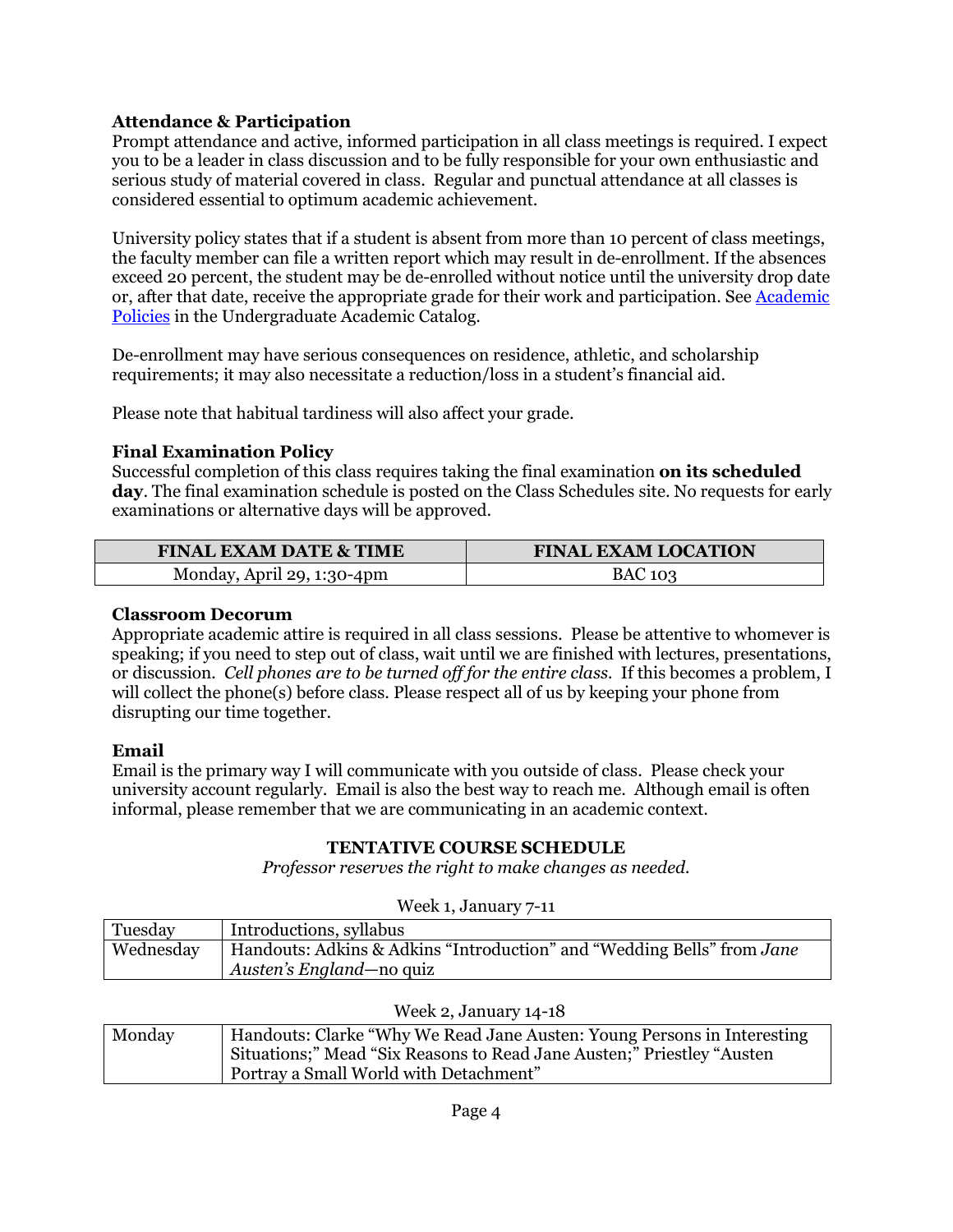**Attendance & Participation**
Prompt attendance and active, informed participation in all class meetings is required. I expect you to be a leader in class discussion and to be fully responsible for your own enthusiastic and serious study of material covered in class. Regular and punctual attendance at all classes is considered essential to optimum academic achievement.

University policy states that if a student is absent from more than 10 percent of class meetings, the faculty member can file a written report which may result in de-enrollment. If the absences exceed 20 percent, the student may be de-enrolled without notice until the university drop date or, after that date, receive the appropriate grade for their work and participation. See [Academic Policies](#) in the Undergraduate Academic Catalog.

De-enrollment may have serious consequences on residence, athletic, and scholarship requirements; it may also necessitate a reduction/loss in a student's financial aid.

Please note that habitual tardiness will also affect your grade.

**Final Examination Policy**
Successful completion of this class requires taking the final examination **on its scheduled day**. The final examination schedule is posted on the Class Schedules site. No requests for early examinations or alternative days will be approved.

| FINAL EXAM DATE & TIME | FINAL EXAM LOCATION |
|---|---|
| Monday, April 29, 1:30-4pm | BAC 103 |

**Classroom Decorum**
Appropriate academic attire is required in all class sessions. Please be attentive to whomever is speaking; if you need to step out of class, wait until we are finished with lectures, presentations, or discussion. *Cell phones are to be turned off for the entire class.* If this becomes a problem, I will collect the phone(s) before class. Please respect all of us by keeping your phone from disrupting our time together.

**Email**
Email is the primary way I will communicate with you outside of class. Please check your university account regularly. Email is also the best way to reach me. Although email is often informal, please remember that we are communicating in an academic context.

## TENTATIVE COURSE SCHEDULE

*Professor reserves the right to make changes as needed.*

Week 1, January 7-11

| | |
|---|---|
| Tuesday | Introductions, syllabus |
| Wednesday | Handouts: Adkins & Adkins "Introduction" and "Wedding Bells" from *Jane Austen's England*—no quiz |

Week 2, January 14-18

| | |
|---|---|
| Monday | Handouts: Clarke "Why We Read Jane Austen: Young Persons in Interesting Situations;" Mead "Six Reasons to Read Jane Austen;" Priestley "Austen Portray a Small World with Detachment" |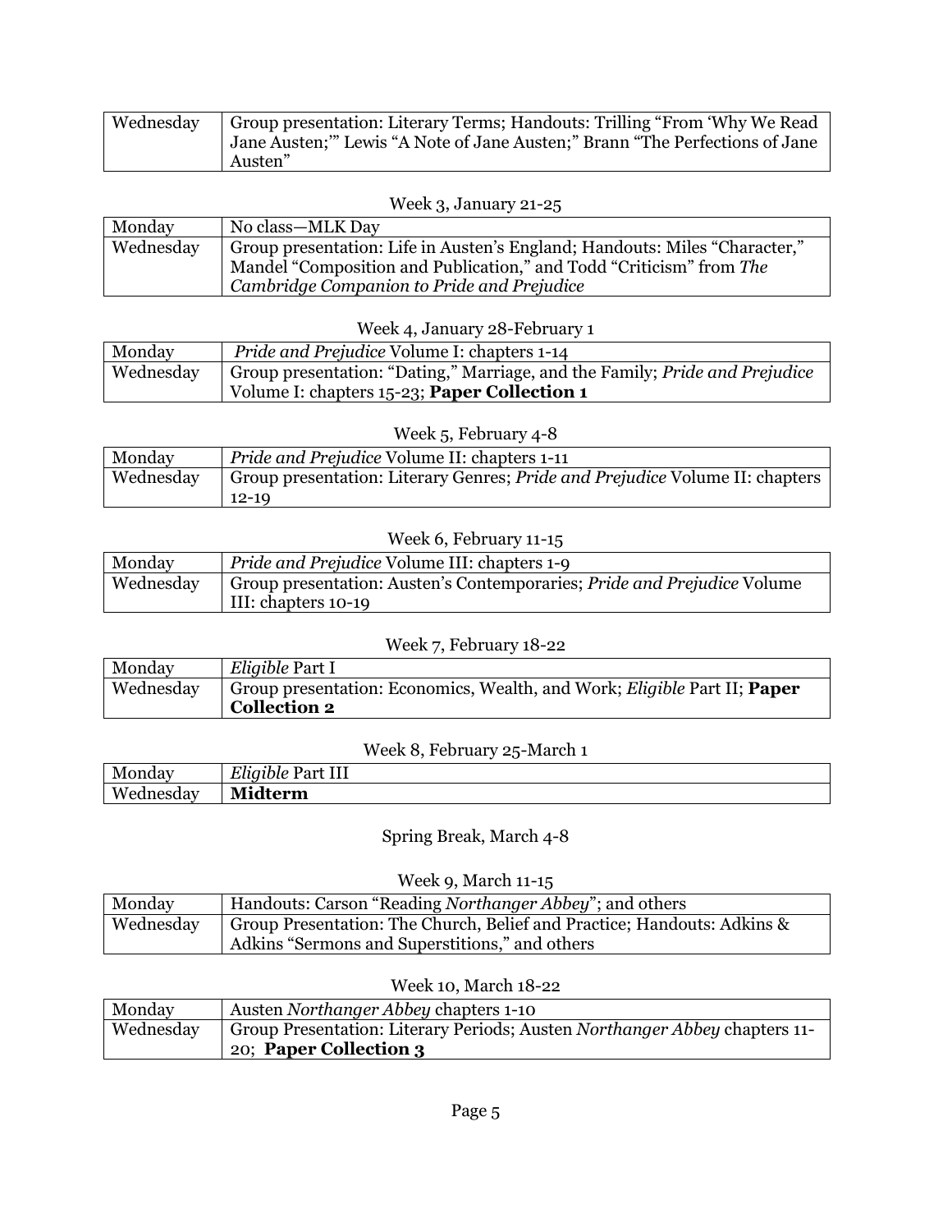| | |
|---|---|
| Wednesday | Group presentation: Literary Terms; Handouts: Trilling "From 'Why We Read Jane Austen;'" Lewis "A Note of Jane Austen;" Brann "The Perfections of Jane Austen" |

Week 3, January 21-25

| | |
|---|---|
| Monday | No class—MLK Day |
| Wednesday | Group presentation: Life in Austen's England; Handouts: Miles "Character," Mandel "Composition and Publication," and Todd "Criticism" from *The Cambridge Companion to Pride and Prejudice* |

Week 4, January 28-February 1

| | |
|---|---|
| Monday | *Pride and Prejudice* Volume I: chapters 1-14 |
| Wednesday | Group presentation: "Dating," Marriage, and the Family; *Pride and Prejudice* Volume I: chapters 15-23; **Paper Collection 1** |

Week 5, February 4-8

| | |
|---|---|
| Monday | *Pride and Prejudice* Volume II: chapters 1-11 |
| Wednesday | Group presentation: Literary Genres; *Pride and Prejudice* Volume II: chapters 12-19 |

Week 6, February 11-15

| | |
|---|---|
| Monday | *Pride and Prejudice* Volume III: chapters 1-9 |
| Wednesday | Group presentation: Austen's Contemporaries; *Pride and Prejudice* Volume III: chapters 10-19 |

Week 7, February 18-22

| | |
|---|---|
| Monday | *Eligible* Part I |
| Wednesday | Group presentation: Economics, Wealth, and Work; *Eligible* Part II; **Paper Collection 2** |

Week 8, February 25-March 1

| | |
|---|---|
| Monday | *Eligible* Part III |
| Wednesday | **Midterm** |

Spring Break, March 4-8

Week 9, March 11-15

| | |
|---|---|
| Monday | Handouts: Carson "Reading *Northanger Abbey*"; and others |
| Wednesday | Group Presentation: The Church, Belief and Practice; Handouts: Adkins & Adkins "Sermons and Superstitions," and others |

Week 10, March 18-22

| | |
|---|---|
| Monday | Austen *Northanger Abbey* chapters 1-10 |
| Wednesday | Group Presentation: Literary Periods; Austen *Northanger Abbey* chapters 11-20; **Paper Collection 3** |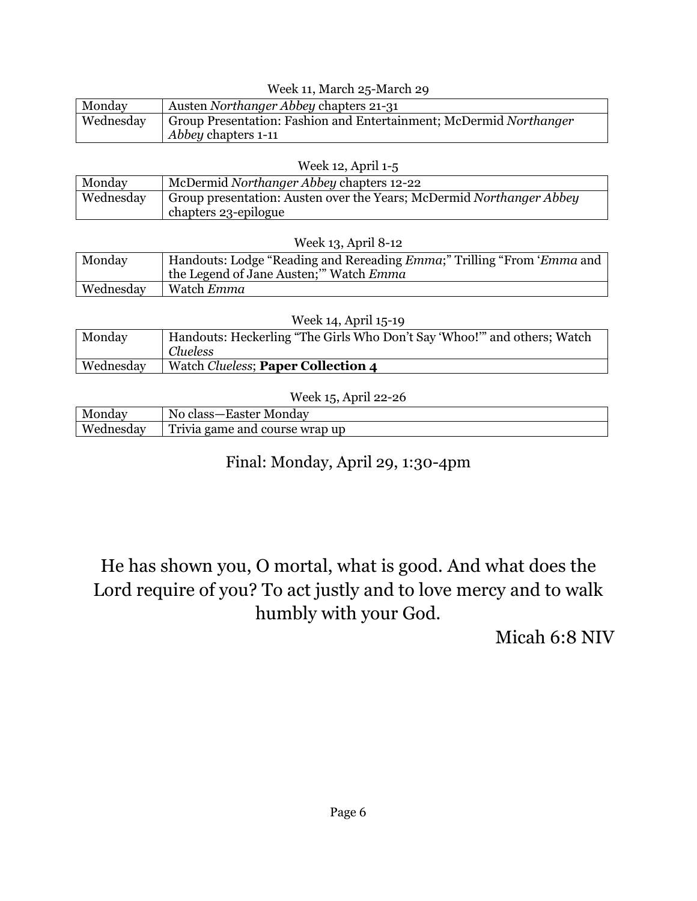Week 11, March 25-March 29

| | |
|---|---|
| Monday | Austen *Northanger Abbey* chapters 21-31 |
| Wednesday | Group Presentation: Fashion and Entertainment; McDermid *Northanger Abbey* chapters 1-11 |

Week 12, April 1-5

| | |
|---|---|
| Monday | McDermid *Northanger Abbey* chapters 12-22 |
| Wednesday | Group presentation: Austen over the Years; McDermid *Northanger Abbey* chapters 23-epilogue |

Week 13, April 8-12

| | |
|---|---|
| Monday | Handouts: Lodge "Reading and Rereading *Emma*;" Trilling "From '*Emma* and the Legend of Jane Austen;'" Watch *Emma* |
| Wednesday | Watch *Emma* |

Week 14, April 15-19

| | |
|---|---|
| Monday | Handouts: Heckerling "The Girls Who Don't Say 'Whoo!'" and others; Watch *Clueless* |
| Wednesday | Watch *Clueless*; **Paper Collection 4** |

Week 15, April 22-26

| | |
|---|---|
| Monday | No class—Easter Monday |
| Wednesday | Trivia game and course wrap up |

Final: Monday, April 29, 1:30-4pm

He has shown you, O mortal, what is good. And what does the Lord require of you? To act justly and to love mercy and to walk humbly with your God.

Micah 6:8 NIV